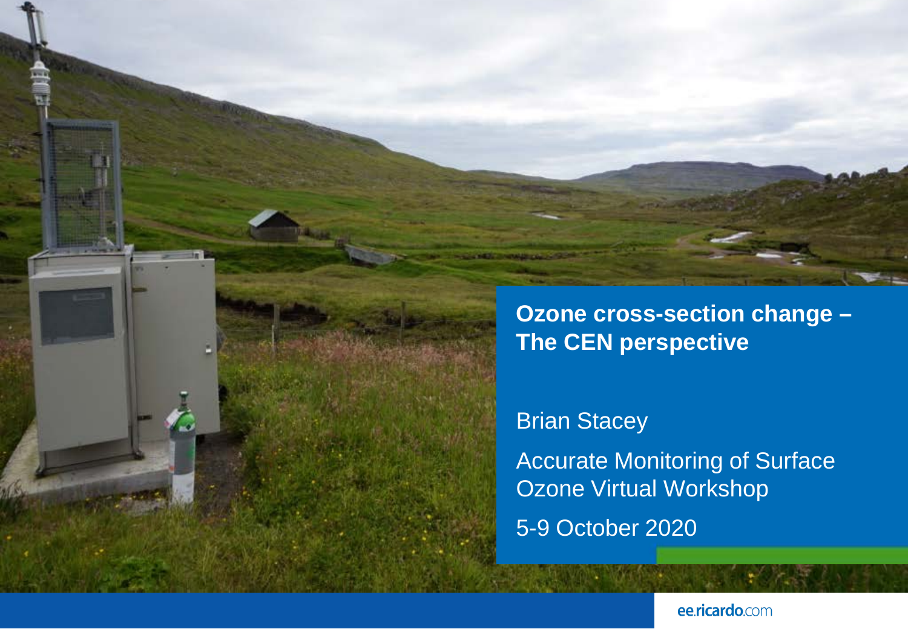# Ozone cross-section change – The CEN perspective

Brian Stacey

Accurate Monitoring of Surface Ozone Virtual Workshop

5-9 October 2020

ee.ricardo.com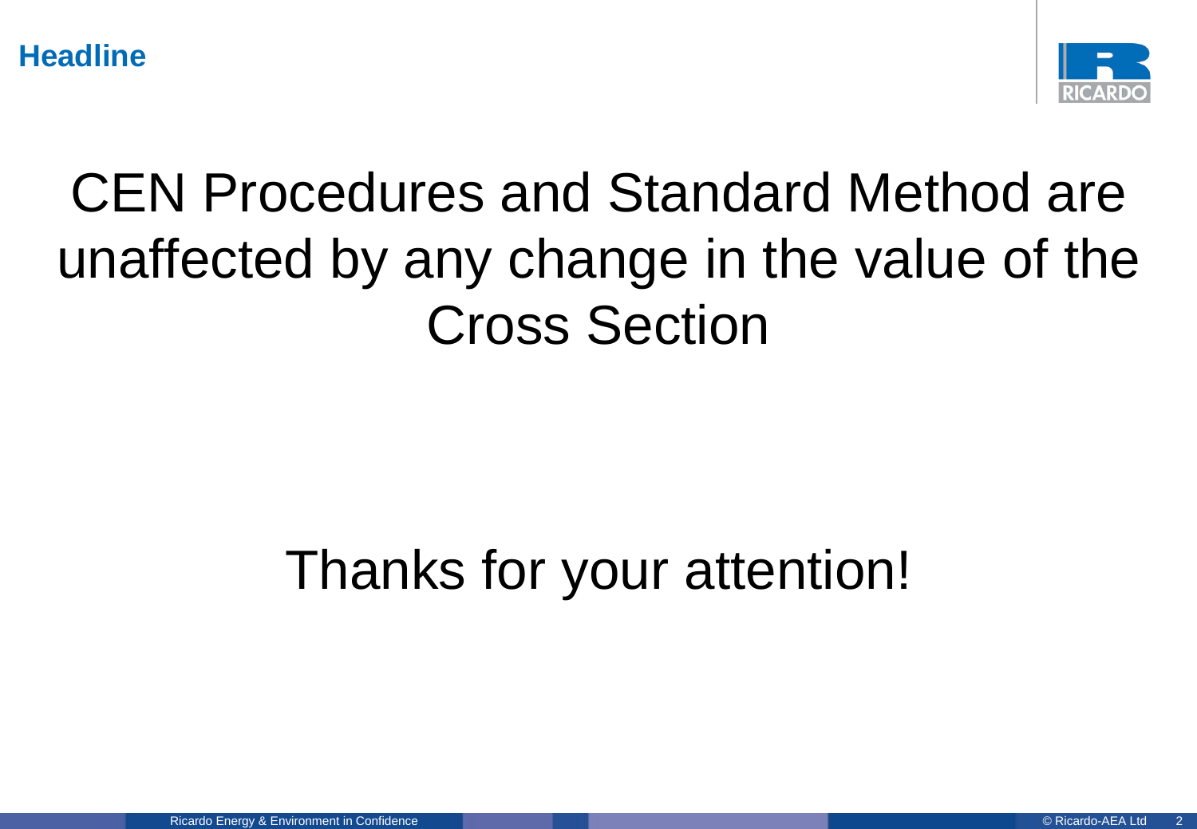# Headline

CEN Procedures and Standard Method are unaffected by any change in the value of the Cross Section

Thanks for your attention!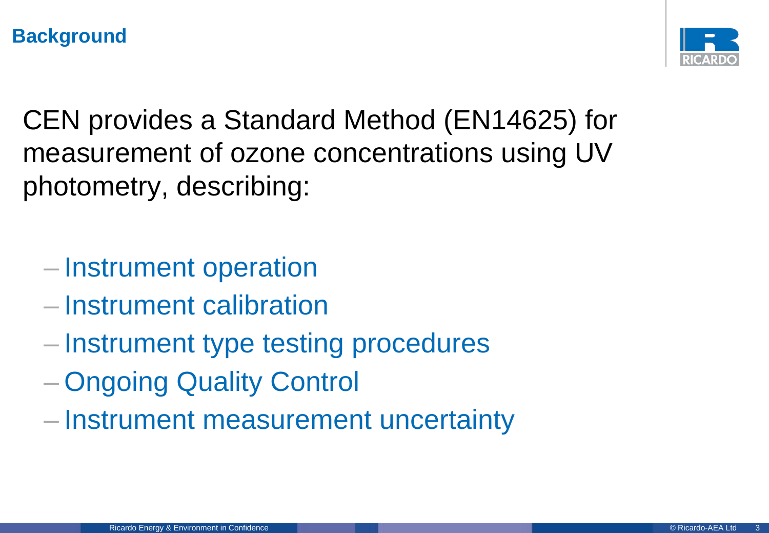## Background

CEN provides a Standard Method (EN14625) for measurement of ozone concentrations using UV photometry, describing:

- Instrument operation
- Instrument calibration
- Instrument type testing procedures
- Ongoing Quality Control
- Instrument measurement uncertainty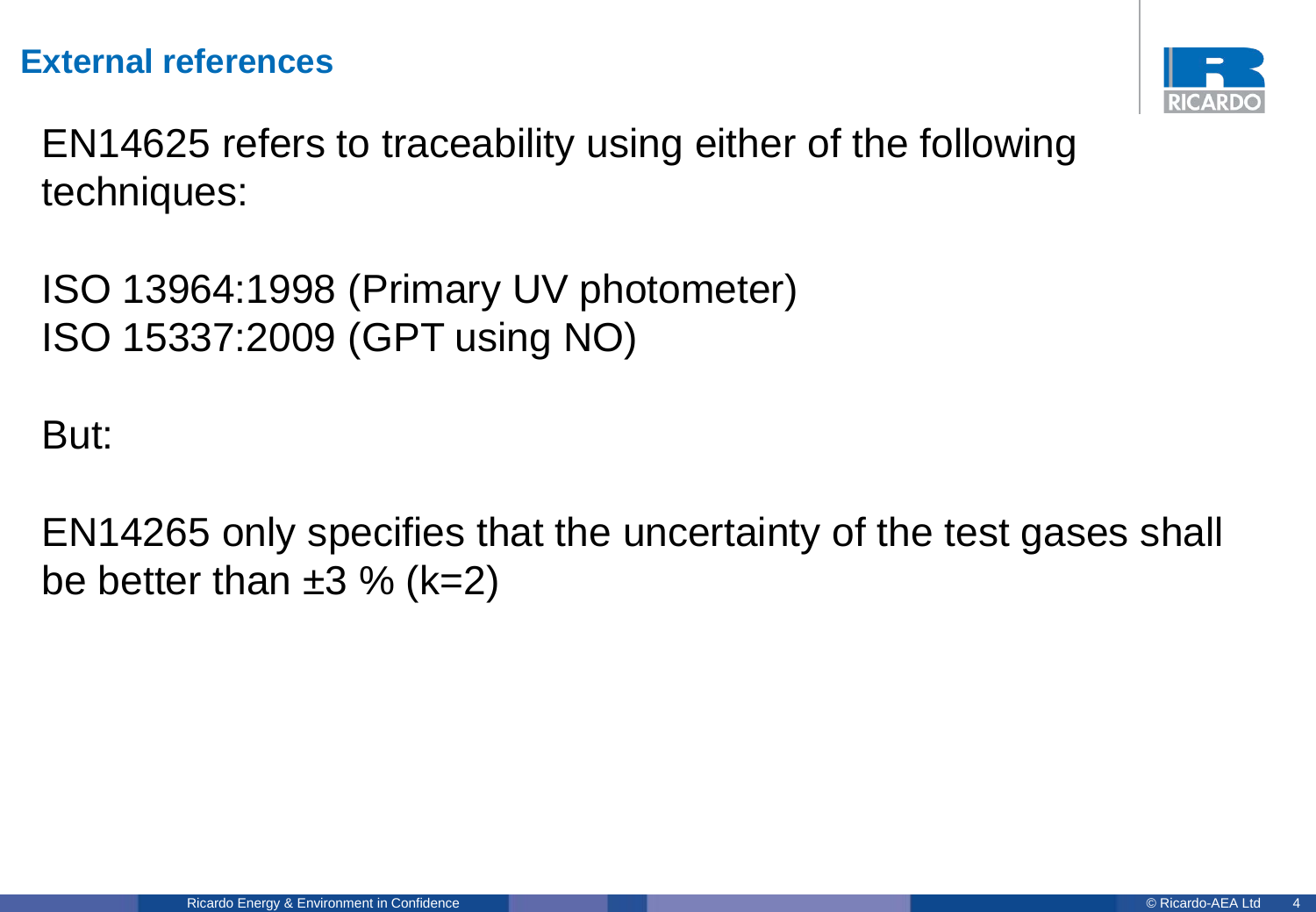## External references

EN14625 refers to traceability using either of the following techniques:

ISO 13964:1998 (Primary UV photometer)
ISO 15337:2009 (GPT using NO)

But:

EN14265 only specifies that the uncertainty of the test gases shall be better than ±3 % (k=2)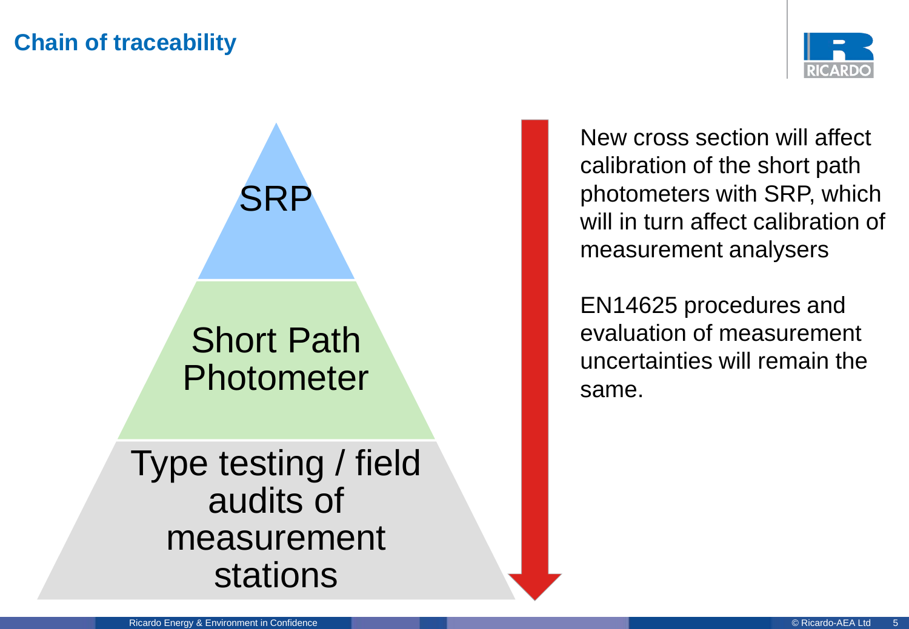# Chain of traceability

SRP

Short Path Photometer

Type testing / field audits of measurement stations

New cross section will affect calibration of the short path photometers with SRP, which will in turn affect calibration of measurement analysers

EN14625 procedures and evaluation of measurement uncertainties will remain the same.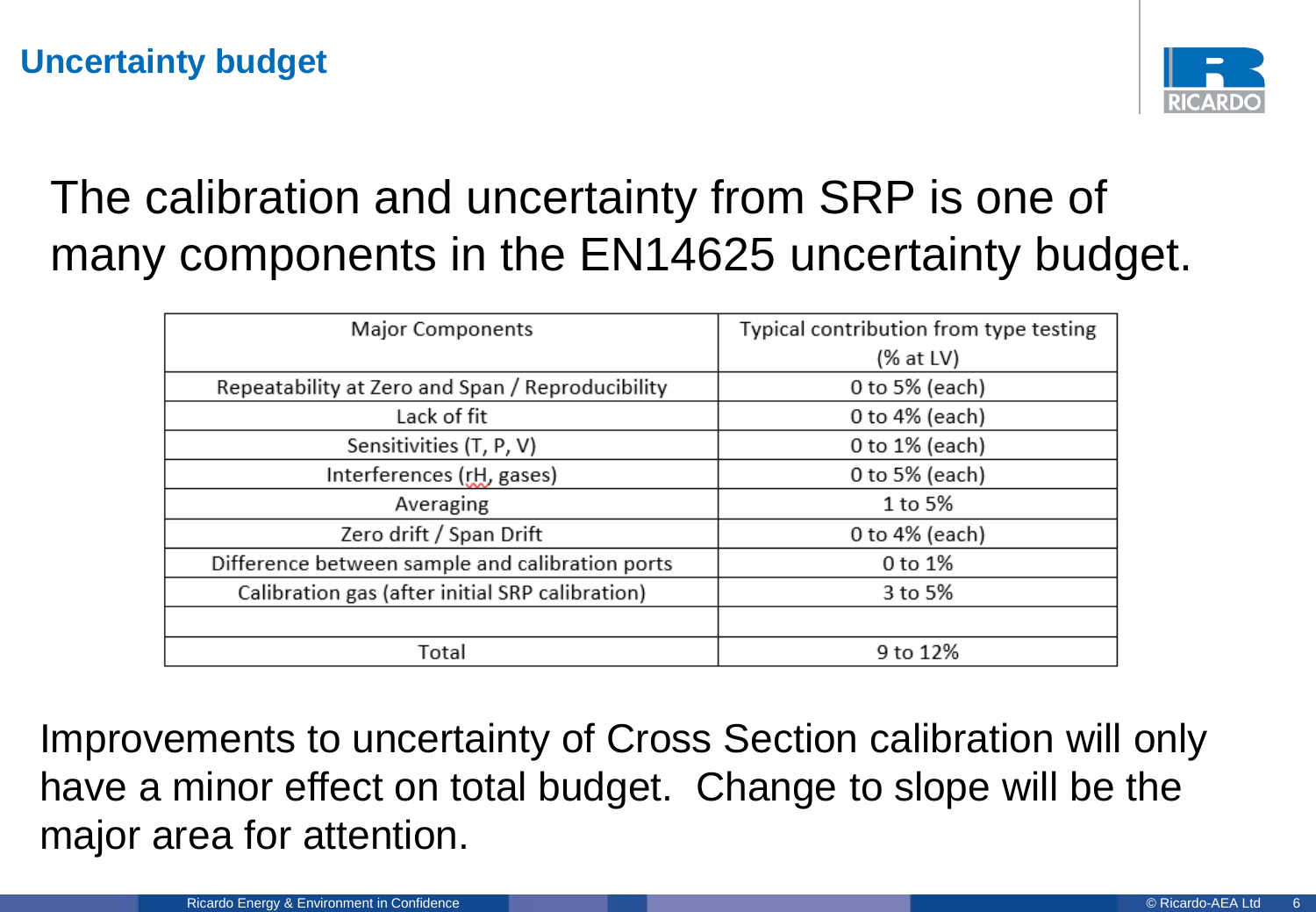# Uncertainty budget

The calibration and uncertainty from SRP is one of many components in the EN14625 uncertainty budget.

| Major Components | Typical contribution from type testing (% at LV) |
|---|---|
| Repeatability at Zero and Span / Reproducibility | 0 to 5% (each) |
| Lack of fit | 0 to 4% (each) |
| Sensitivities (T, P, V) | 0 to 1% (each) |
| Interferences (rH, gases) | 0 to 5% (each) |
| Averaging | 1 to 5% |
| Zero drift / Span Drift | 0 to 4% (each) |
| Difference between sample and calibration ports | 0 to 1% |
| Calibration gas (after initial SRP calibration) | 3 to 5% |
| | |
| Total | 9 to 12% |

Improvements to uncertainty of Cross Section calibration will only have a minor effect on total budget. Change to slope will be the major area for attention.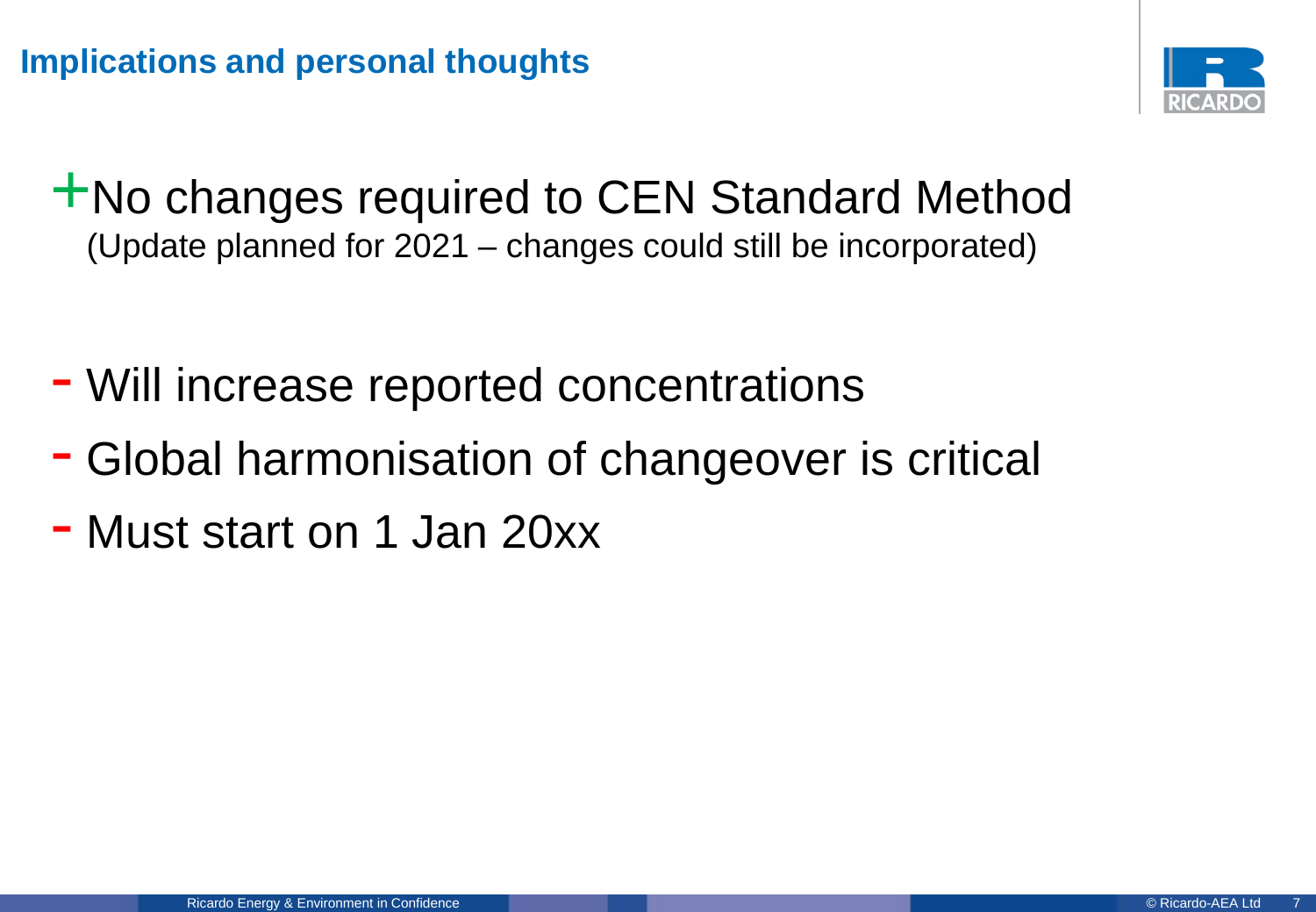## Implications and personal thoughts

+ No changes required to CEN Standard Method
  (Update planned for 2021 – changes could still be incorporated)

- Will increase reported concentrations
- Global harmonisation of changeover is critical
- Must start on 1 Jan 20xx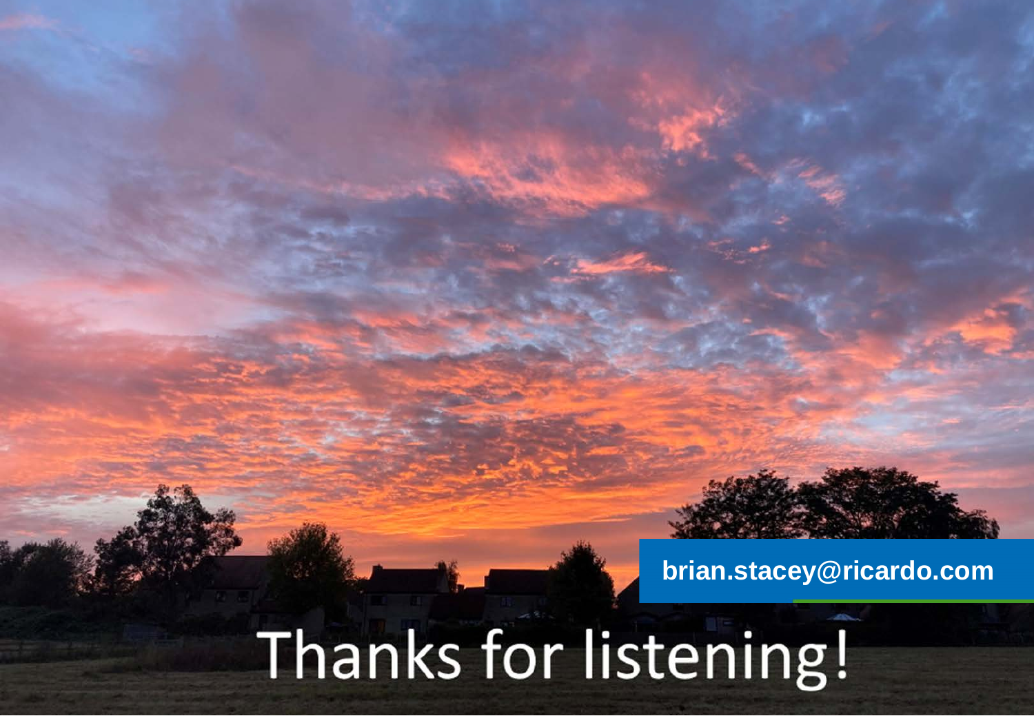brian.stacey@ricardo.com

Thanks for listening!